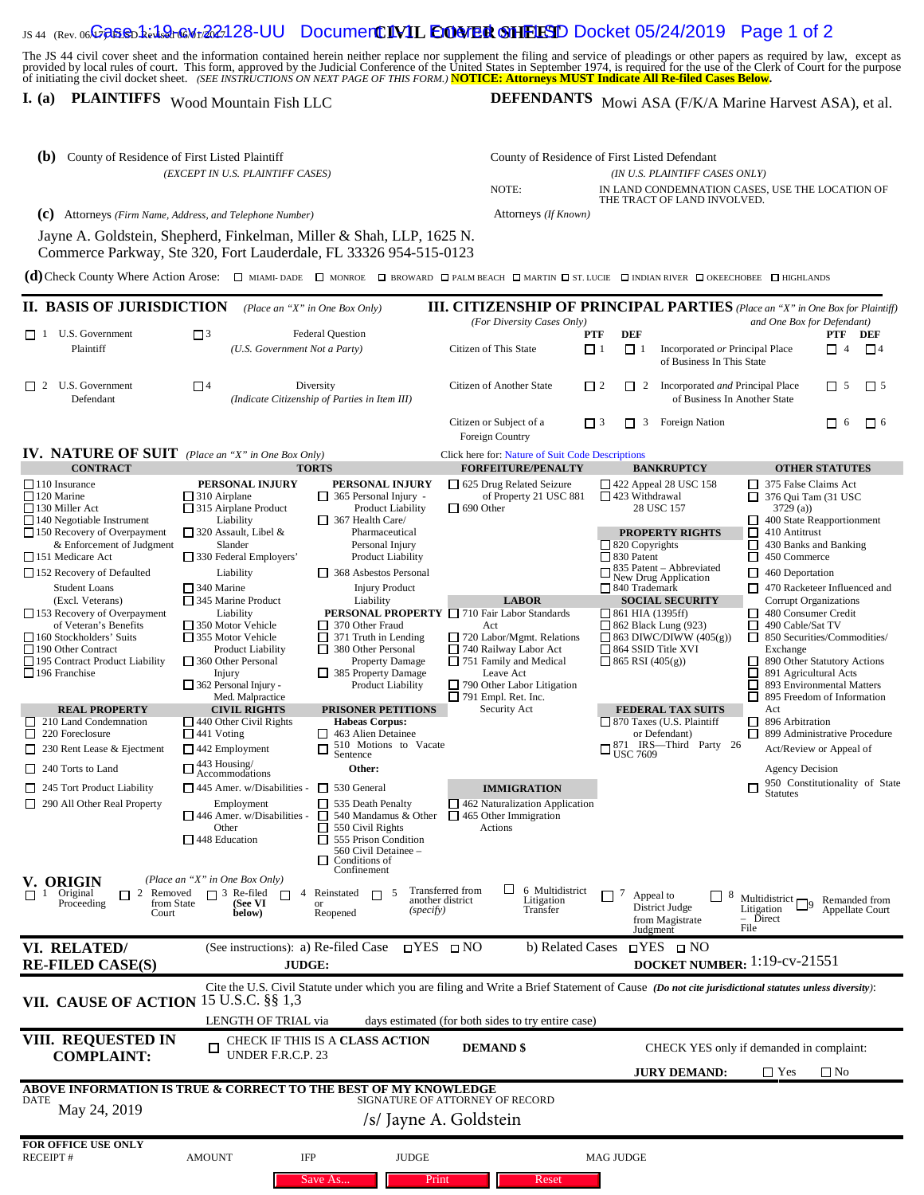JS 44 (Rev. 06/17) FLSD Revised 06/01/2017

# CIVIL COVER SHEET

The JS 44 civil cover sheet and the information contained herein neither replace nor supplement the filing and service of pleadings or other papers as required by law, except as provided by local rules of court. This form, approved by the Judicial Conference of the United States in September 1974, is required for the use of the Clerk of Court for the purpose of initiating the civil docket sheet. *(SEE INSTRUCTIONS ON NEXT PAGE OF THIS FORM.)* **NOTICE: Attorneys MUST Indicate All Re-filed Cases Below.**

## I. (a) PLAINTIFFS

Wood Mountain Fish LLC

## DEFENDANTS

Mowi ASA (F/K/A Marine Harvest ASA), et al.

**(b)** County of Residence of First Listed Plaintiff
*(EXCEPT IN U.S. PLAINTIFF CASES)*

County of Residence of First Listed Defendant
*(IN U.S. PLAINTIFF CASES ONLY)*

NOTE: IN LAND CONDEMNATION CASES, USE THE LOCATION OF THE TRACT OF LAND INVOLVED.

**(c)** Attorneys *(Firm Name, Address, and Telephone Number)*

Jayne A. Goldstein, Shepherd, Finkelman, Miller & Shah, LLP, 1625 N. Commerce Parkway, Ste 320, Fort Lauderdale, FL 33326 954-515-0123

Attorneys *(If Known)*

**(d)** Check County Where Action Arose: ☐ MIAMI- DADE ☐ MONROE ☐ BROWARD ☐ PALM BEACH ☐ MARTIN ☐ ST. LUCIE ☐ INDIAN RIVER ☐ OKEECHOBEE ☐ HIGHLANDS

## II. BASIS OF JURISDICTION *(Place an "X" in One Box Only)*

☐ 1 U.S. Government Plaintiff
☐ 3 Federal Question *(U.S. Government Not a Party)*
☐ 2 U.S. Government Defendant
☐ 4 Diversity *(Indicate Citizenship of Parties in Item III)*

## III. CITIZENSHIP OF PRINCIPAL PARTIES *(Place an "X" in One Box for Plaintiff and One Box for Defendant)* *(For Diversity Cases Only)*

| | PTF | DEF | | PTF | DEF |
|---|---|---|---|---|---|
| Citizen of This State | ☐ 1 | ☐ 1 | Incorporated *or* Principal Place of Business In This State | ☐ 4 | ☐ 4 |
| Citizen of Another State | ☐ 2 | ☐ 2 | Incorporated *and* Principal Place of Business In Another State | ☐ 5 | ☐ 5 |
| Citizen or Subject of a Foreign Country | ☐ 3 | ☐ 3 | Foreign Nation | ☐ 6 | ☐ 6 |

## IV. NATURE OF SUIT *(Place an "X" in One Box Only)*

Click here for: Nature of Suit Code Descriptions

**CONTRACT**
☐ 110 Insurance
☐ 120 Marine
☐ 130 Miller Act
☐ 140 Negotiable Instrument
☐ 150 Recovery of Overpayment & Enforcement of Judgment
☐ 151 Medicare Act
☐ 152 Recovery of Defaulted Student Loans (Excl. Veterans)
☐ 153 Recovery of Overpayment of Veteran's Benefits
☐ 160 Stockholders' Suits
☐ 190 Other Contract
☐ 195 Contract Product Liability
☐ 196 Franchise

**REAL PROPERTY**
☐ 210 Land Condemnation
☐ 220 Foreclosure
☐ 230 Rent Lease & Ejectment
☐ 240 Torts to Land
☐ 245 Tort Product Liability
☐ 290 All Other Real Property

**TORTS**

PERSONAL INJURY
☐ 310 Airplane
☐ 315 Airplane Product Liability
☐ 320 Assault, Libel & Slander
☐ 330 Federal Employers' Liability
☐ 340 Marine
☐ 345 Marine Product Liability
☐ 350 Motor Vehicle
☐ 355 Motor Vehicle Product Liability
☐ 360 Other Personal Injury
☐ 362 Personal Injury - Med. Malpractice

PERSONAL INJURY
☐ 365 Personal Injury - Product Liability
☐ 367 Health Care/ Pharmaceutical Personal Injury Product Liability
☐ 368 Asbestos Personal Injury Product Liability

PERSONAL PROPERTY
☐ 370 Other Fraud
☐ 371 Truth in Lending
☐ 380 Other Personal Property Damage
☐ 385 Property Damage Product Liability

**CIVIL RIGHTS**
☐ 440 Other Civil Rights
☐ 441 Voting
☐ 442 Employment
☐ 443 Housing/ Accommodations
☐ 445 Amer. w/Disabilities - Employment
☐ 446 Amer. w/Disabilities - Other
☐ 448 Education

**PRISONER PETITIONS**
Habeas Corpus:
☐ 463 Alien Detainee
☐ 510 Motions to Vacate Sentence
Other:
☐ 530 General
☐ 535 Death Penalty
☐ 540 Mandamus & Other
☐ 550 Civil Rights
☐ 555 Prison Condition
☐ 560 Civil Detainee – Conditions of Confinement

**FORFEITURE/PENALTY**
☐ 625 Drug Related Seizure of Property 21 USC 881
☐ 690 Other

**LABOR**
☐ 710 Fair Labor Standards Act
☐ 720 Labor/Mgmt. Relations
☐ 740 Railway Labor Act
☐ 751 Family and Medical Leave Act
☐ 790 Other Labor Litigation
☐ 791 Empl. Ret. Inc. Security Act

**IMMIGRATION**
☐ 462 Naturalization Application
☐ 465 Other Immigration Actions

**BANKRUPTCY**
☐ 422 Appeal 28 USC 158
☐ 423 Withdrawal 28 USC 157

**PROPERTY RIGHTS**
☐ 820 Copyrights
☐ 830 Patent
☐ 835 Patent – Abbreviated New Drug Application
☐ 840 Trademark

**SOCIAL SECURITY**
☐ 861 HIA (1395ff)
☐ 862 Black Lung (923)
☐ 863 DIWC/DIWW (405(g))
☐ 864 SSID Title XVI
☐ 865 RSI (405(g))

**FEDERAL TAX SUITS**
☐ 870 Taxes (U.S. Plaintiff or Defendant)
☐ 871 IRS—Third Party 26 USC 7609

**OTHER STATUTES**
☐ 375 False Claims Act
☐ 376 Qui Tam (31 USC 3729 (a))
☐ 400 State Reapportionment
☐ 410 Antitrust
☐ 430 Banks and Banking
☐ 450 Commerce
☐ 460 Deportation
☐ 470 Racketeer Influenced and Corrupt Organizations
☐ 480 Consumer Credit
☐ 490 Cable/Sat TV
☐ 850 Securities/Commodities/ Exchange
☐ 890 Other Statutory Actions
☐ 891 Agricultural Acts
☐ 893 Environmental Matters
☐ 895 Freedom of Information Act
☐ 896 Arbitration
☐ 899 Administrative Procedure Act/Review or Appeal of Agency Decision
☐ 950 Constitutionality of State Statutes

## V. ORIGIN *(Place an "X" in One Box Only)*

☐ 1 Original Proceeding ☐ 2 Removed from State Court ☐ 3 Re-filed (See VI below) ☐ 4 Reinstated or Reopened ☐ 5 Transferred from another district *(specify)* ☐ 6 Multidistrict Litigation Transfer ☐ 7 Appeal to District Judge from Magistrate Judgment ☐ 8 Multidistrict Litigation – Direct File ☐ 9 Remanded from Appellate Court

## VI. RELATED/ RE-FILED CASE(S)

(See instructions): a) Re-filed Case ☐ YES ☐ NO b) Related Cases ☐ YES ☐ NO

JUDGE: DOCKET NUMBER: 1:19-cv-21551

## VII. CAUSE OF ACTION

Cite the U.S. Civil Statute under which you are filing and Write a Brief Statement of Cause *(Do not cite jurisdictional statutes unless diversity)*: 15 U.S.C. §§ 1,3

LENGTH OF TRIAL via days estimated (for both sides to try entire case)

## VIII. REQUESTED IN COMPLAINT:

☐ CHECK IF THIS IS A **CLASS ACTION** UNDER F.R.C.P. 23

**DEMAND $**

CHECK YES only if demanded in complaint:

**JURY DEMAND:** ☐ Yes ☐ No

**ABOVE INFORMATION IS TRUE & CORRECT TO THE BEST OF MY KNOWLEDGE**

DATE May 24, 2019

SIGNATURE OF ATTORNEY OF RECORD /s/ Jayne A. Goldstein

**FOR OFFICE USE ONLY**
RECEIPT # AMOUNT IFP JUDGE MAG JUDGE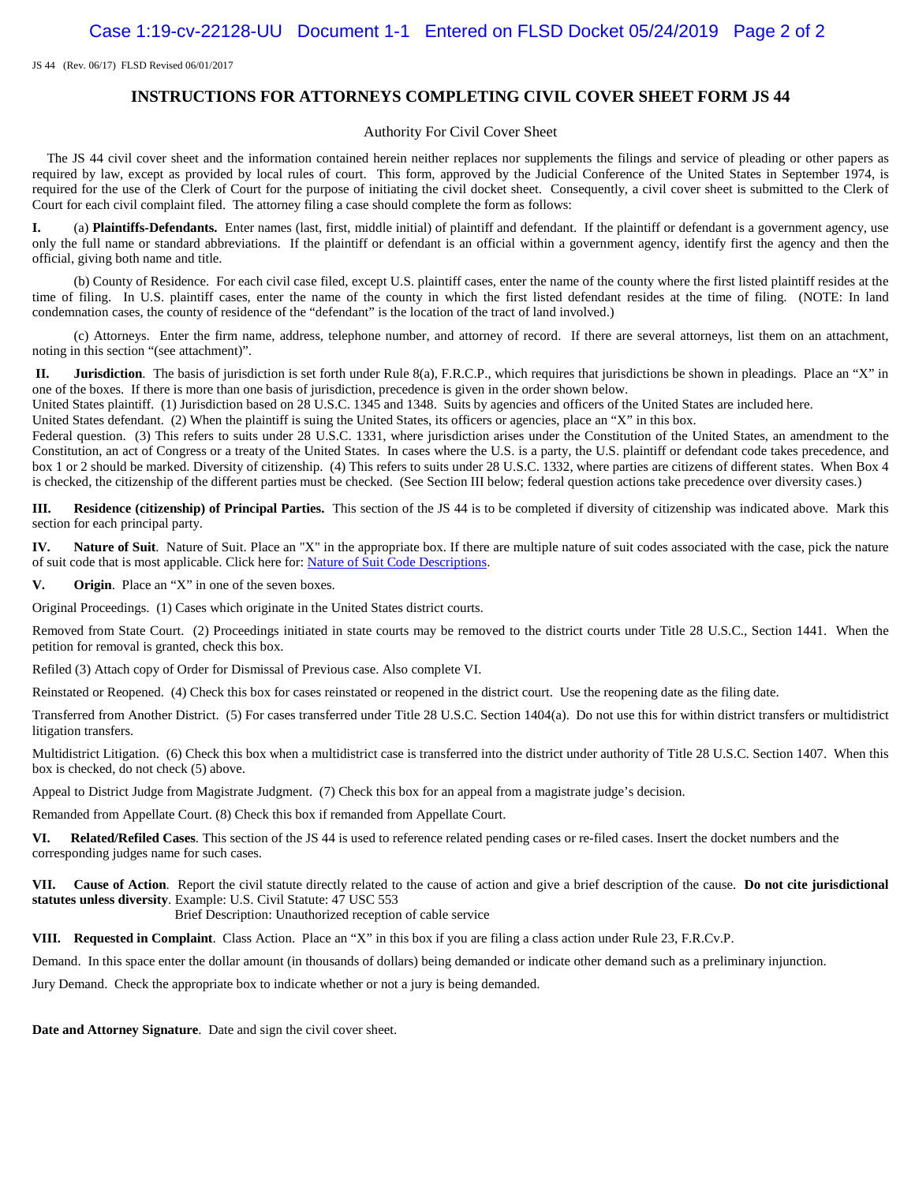JS 44 (Rev. 06/17) FLSD Revised 06/01/2017

## INSTRUCTIONS FOR ATTORNEYS COMPLETING CIVIL COVER SHEET FORM JS 44

Authority For Civil Cover Sheet

The JS 44 civil cover sheet and the information contained herein neither replaces nor supplements the filings and service of pleading or other papers as required by law, except as provided by local rules of court. This form, approved by the Judicial Conference of the United States in September 1974, is required for the use of the Clerk of Court for the purpose of initiating the civil docket sheet. Consequently, a civil cover sheet is submitted to the Clerk of Court for each civil complaint filed. The attorney filing a case should complete the form as follows:

**I.** (a) **Plaintiffs-Defendants.** Enter names (last, first, middle initial) of plaintiff and defendant. If the plaintiff or defendant is a government agency, use only the full name or standard abbreviations. If the plaintiff or defendant is an official within a government agency, identify first the agency and then the official, giving both name and title.

(b) County of Residence. For each civil case filed, except U.S. plaintiff cases, enter the name of the county where the first listed plaintiff resides at the time of filing. In U.S. plaintiff cases, enter the name of the county in which the first listed defendant resides at the time of filing. (NOTE: In land condemnation cases, the county of residence of the "defendant" is the location of the tract of land involved.)

(c) Attorneys. Enter the firm name, address, telephone number, and attorney of record. If there are several attorneys, list them on an attachment, noting in this section "(see attachment)".

**II. Jurisdiction**. The basis of jurisdiction is set forth under Rule 8(a), F.R.C.P., which requires that jurisdictions be shown in pleadings. Place an "X" in one of the boxes. If there is more than one basis of jurisdiction, precedence is given in the order shown below.

United States plaintiff. (1) Jurisdiction based on 28 U.S.C. 1345 and 1348. Suits by agencies and officers of the United States are included here.

United States defendant. (2) When the plaintiff is suing the United States, its officers or agencies, place an "X" in this box.

Federal question. (3) This refers to suits under 28 U.S.C. 1331, where jurisdiction arises under the Constitution of the United States, an amendment to the Constitution, an act of Congress or a treaty of the United States. In cases where the U.S. is a party, the U.S. plaintiff or defendant code takes precedence, and box 1 or 2 should be marked. Diversity of citizenship. (4) This refers to suits under 28 U.S.C. 1332, where parties are citizens of different states. When Box 4 is checked, the citizenship of the different parties must be checked. (See Section III below; federal question actions take precedence over diversity cases.)

**III. Residence (citizenship) of Principal Parties.** This section of the JS 44 is to be completed if diversity of citizenship was indicated above. Mark this section for each principal party.

**IV. Nature of Suit**. Nature of Suit. Place an "X" in the appropriate box. If there are multiple nature of suit codes associated with the case, pick the nature of suit code that is most applicable. Click here for: Nature of Suit Code Descriptions.

**V. Origin**. Place an "X" in one of the seven boxes.

Original Proceedings. (1) Cases which originate in the United States district courts.

Removed from State Court. (2) Proceedings initiated in state courts may be removed to the district courts under Title 28 U.S.C., Section 1441. When the petition for removal is granted, check this box.

Refiled (3) Attach copy of Order for Dismissal of Previous case. Also complete VI.

Reinstated or Reopened. (4) Check this box for cases reinstated or reopened in the district court. Use the reopening date as the filing date.

Transferred from Another District. (5) For cases transferred under Title 28 U.S.C. Section 1404(a). Do not use this for within district transfers or multidistrict litigation transfers.

Multidistrict Litigation. (6) Check this box when a multidistrict case is transferred into the district under authority of Title 28 U.S.C. Section 1407. When this box is checked, do not check (5) above.

Appeal to District Judge from Magistrate Judgment. (7) Check this box for an appeal from a magistrate judge's decision.

Remanded from Appellate Court. (8) Check this box if remanded from Appellate Court.

**VI. Related/Refiled Cases**. This section of the JS 44 is used to reference related pending cases or re-filed cases. Insert the docket numbers and the corresponding judges name for such cases.

**VII. Cause of Action**. Report the civil statute directly related to the cause of action and give a brief description of the cause. **Do not cite jurisdictional statutes unless diversity**. Example: U.S. Civil Statute: 47 USC 553
Brief Description: Unauthorized reception of cable service

**VIII. Requested in Complaint**. Class Action. Place an "X" in this box if you are filing a class action under Rule 23, F.R.Cv.P.

Demand. In this space enter the dollar amount (in thousands of dollars) being demanded or indicate other demand such as a preliminary injunction.

Jury Demand. Check the appropriate box to indicate whether or not a jury is being demanded.

**Date and Attorney Signature**. Date and sign the civil cover sheet.